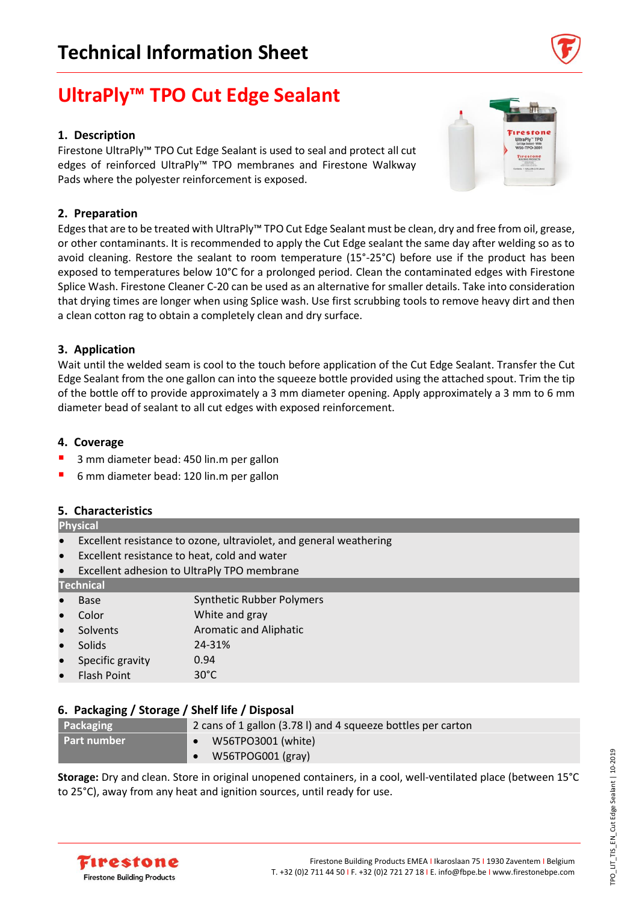# Technical Information Sheet

## UltraPly™ TPO Cut Edge Sealant

### 1. Description

Firestone UltraPly™ TPO Cut Edge Sealant is used to seal and protect all cut edges of reinforced UltraPly™ TPO membranes and Firestone Walkway Pads where the polyester reinforcement is exposed.

### 2. Preparation

Edges that are to be treated with UltraPly™ TPO Cut Edge Sealant must be clean, dry and free from oil, grease, or other contaminants. It is recommended to apply the Cut Edge sealant the same day after welding so as to avoid cleaning. Restore the sealant to room temperature (15°-25°C) before use if the product has been exposed to temperatures below 10°C for a prolonged period. Clean the contaminated edges with Firestone Splice Wash. Firestone Cleaner C-20 can be used as an alternative for smaller details. Take into consideration that drying times are longer when using Splice wash. Use first scrubbing tools to remove heavy dirt and then a clean cotton rag to obtain a completely clean and dry surface.

### 3. Application

Wait until the welded seam is cool to the touch before application of the Cut Edge Sealant. Transfer the Cut Edge Sealant from the one gallon can into the squeeze bottle provided using the attached spout. Trim the tip of the bottle off to provide approximately a 3 mm diameter opening. Apply approximately a 3 mm to 6 mm diameter bead of sealant to all cut edges with exposed reinforcement.

### 4. Coverage

- 3 mm diameter bead: 450 lin.m per gallon
- 6 mm diameter bead: 120 lin.m per gallon

### 5. Characteristics

**Physical**

- Excellent resistance to ozone, ultraviolet, and general weathering
- Excellent resistance to heat, cold and water
- Excellent adhesion to UltraPly TPO membrane

**Technical**

| | |
|---|---|
| Base | Synthetic Rubber Polymers |
| Color | White and gray |
| Solvents | Aromatic and Aliphatic |
| Solids | 24-31% |
| Specific gravity | 0.94 |
| Flash Point | 30°C |

### 6. Packaging / Storage / Shelf life / Disposal

| | |
|---|---|
| **Packaging** | 2 cans of 1 gallon (3.78 l) and 4 squeeze bottles per carton |
| **Part number** | • W56TPO3001 (white)<br>• W56TPOG001 (gray) |

**Storage:** Dry and clean. Store in original unopened containers, in a cool, well-ventilated place (between 15°C to 25°C), away from any heat and ignition sources, until ready for use.

Firestone Building Products EMEA I Ikaroslaan 75 I 1930 Zaventem I Belgium
T. +32 (0)2 711 44 50 I F. +32 (0)2 721 27 18 I E. info@fbpe.be I www.firestonebpe.com

TPO_LIT_TIS_EN_Cut Edge Sealant | 10-2019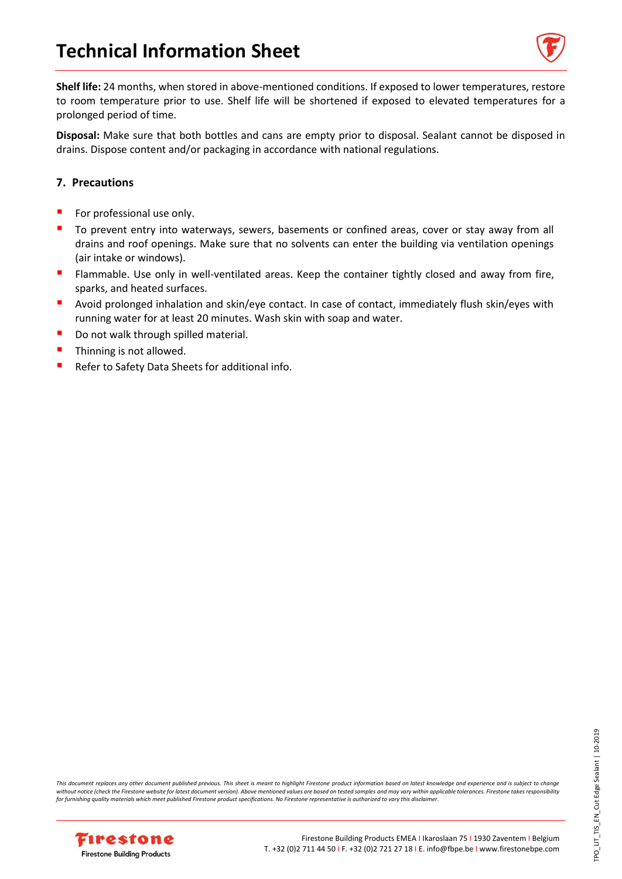**Shelf life:** 24 months, when stored in above-mentioned conditions. If exposed to lower temperatures, restore to room temperature prior to use. Shelf life will be shortened if exposed to elevated temperatures for a prolonged period of time.

**Disposal:** Make sure that both bottles and cans are empty prior to disposal. Sealant cannot be disposed in drains. Dispose content and/or packaging in accordance with national regulations.

## 7. Precautions

- For professional use only.
- To prevent entry into waterways, sewers, basements or confined areas, cover or stay away from all drains and roof openings. Make sure that no solvents can enter the building via ventilation openings (air intake or windows).
- Flammable. Use only in well-ventilated areas. Keep the container tightly closed and away from fire, sparks, and heated surfaces.
- Avoid prolonged inhalation and skin/eye contact. In case of contact, immediately flush skin/eyes with running water for at least 20 minutes. Wash skin with soap and water.
- Do not walk through spilled material.
- Thinning is not allowed.
- Refer to Safety Data Sheets for additional info.

*This document replaces any other document published previous. This sheet is meant to highlight Firestone product information based on latest knowledge and experience and is subject to change without notice (check the Firestone website for latest document version). Above mentioned values are based on tested samples and may vary within applicable tolerances. Firestone takes responsibility for furnishing quality materials which meet published Firestone product specifications. No Firestone representative is authorized to vary this disclaimer.*

Firestone Building Products EMEA I Ikaroslaan 75 I 1930 Zaventem I Belgium
T. +32 (0)2 711 44 50 I F. +32 (0)2 721 27 18 I E. info@fbpe.be I www.firestonebpe.com

TPO_LIT_TIS_EN_Cut Edge Sealant | 10-2019